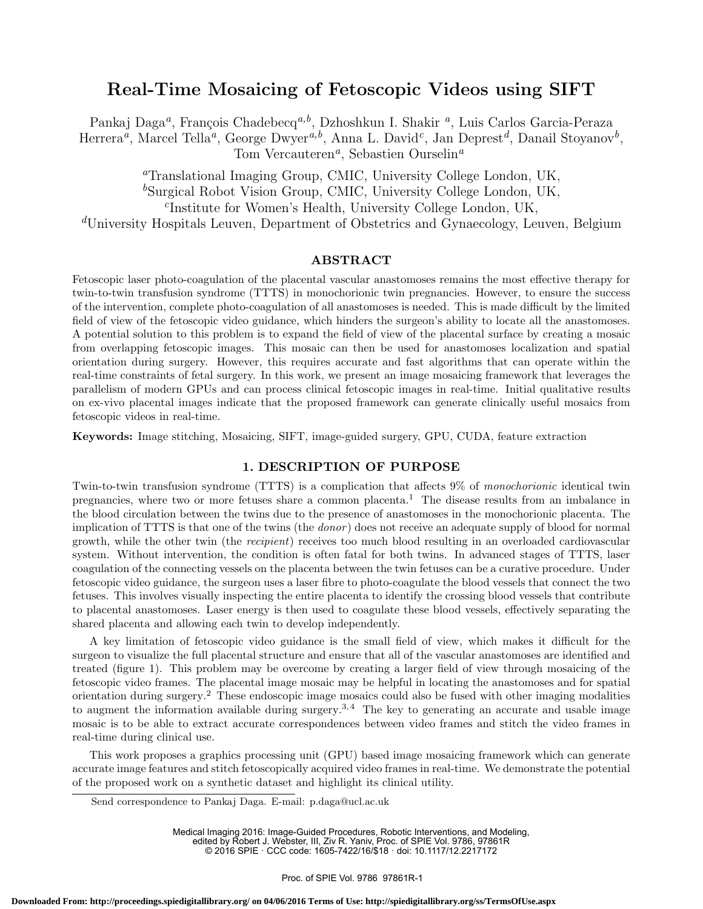# Real-Time Mosaicing of Fetoscopic Videos using SIFT

Pankaj Daga[a], François Chadebecq[a,b], Dzhoshkun I. Shakir [a], Luis Carlos Garcia-Peraza Herrera[a], Marcel Tella[a], George Dwyer[a,b], Anna L. David[c], Jan Deprest[d], Danail Stoyanov[b], Tom Vercauteren[a], Sebastien Ourselin[a]

[a]Translational Imaging Group, CMIC, University College London, UK,
[b]Surgical Robot Vision Group, CMIC, University College London, UK,
[c]Institute for Women's Health, University College London, UK,
[d]University Hospitals Leuven, Department of Obstetrics and Gynaecology, Leuven, Belgium

## ABSTRACT

Fetoscopic laser photo-coagulation of the placental vascular anastomoses remains the most effective therapy for twin-to-twin transfusion syndrome (TTTS) in monochorionic twin pregnancies. However, to ensure the success of the intervention, complete photo-coagulation of all anastomoses is needed. This is made difficult by the limited field of view of the fetoscopic video guidance, which hinders the surgeon's ability to locate all the anastomoses. A potential solution to this problem is to expand the field of view of the placental surface by creating a mosaic from overlapping fetoscopic images. This mosaic can then be used for anastomoses localization and spatial orientation during surgery. However, this requires accurate and fast algorithms that can operate within the real-time constraints of fetal surgery. In this work, we present an image mosaicing framework that leverages the parallelism of modern GPUs and can process clinical fetoscopic images in real-time. Initial qualitative results on ex-vivo placental images indicate that the proposed framework can generate clinically useful mosaics from fetoscopic videos in real-time.

**Keywords:** Image stitching, Mosaicing, SIFT, image-guided surgery, GPU, CUDA, feature extraction

## 1. DESCRIPTION OF PURPOSE

Twin-to-twin transfusion syndrome (TTTS) is a complication that affects 9% of *monochorionic* identical twin pregnancies, where two or more fetuses share a common placenta.[1] The disease results from an imbalance in the blood circulation between the twins due to the presence of anastomoses in the monochorionic placenta. The implication of TTTS is that one of the twins (the *donor*) does not receive an adequate supply of blood for normal growth, while the other twin (the *recipient*) receives too much blood resulting in an overloaded cardiovascular system. Without intervention, the condition is often fatal for both twins. In advanced stages of TTTS, laser coagulation of the connecting vessels on the placenta between the twin fetuses can be a curative procedure. Under fetoscopic video guidance, the surgeon uses a laser fibre to photo-coagulate the blood vessels that connect the two fetuses. This involves visually inspecting the entire placenta to identify the crossing blood vessels that contribute to placental anastomoses. Laser energy is then used to coagulate these blood vessels, effectively separating the shared placenta and allowing each twin to develop independently.

A key limitation of fetoscopic video guidance is the small field of view, which makes it difficult for the surgeon to visualize the full placental structure and ensure that all of the vascular anastomoses are identified and treated (figure 1). This problem may be overcome by creating a larger field of view through mosaicing of the fetoscopic video frames. The placental image mosaic may be helpful in locating the anastomoses and for spatial orientation during surgery.[2] These endoscopic image mosaics could also be fused with other imaging modalities to augment the information available during surgery.[3,4] The key to generating an accurate and usable image mosaic is to be able to extract accurate correspondences between video frames and stitch the video frames in real-time during clinical use.

This work proposes a graphics processing unit (GPU) based image mosaicing framework which can generate accurate image features and stitch fetoscopically acquired video frames in real-time. We demonstrate the potential of the proposed work on a synthetic dataset and highlight its clinical utility.

Send correspondence to Pankaj Daga. E-mail: p.daga@ucl.ac.uk

Medical Imaging 2016: Image-Guided Procedures, Robotic Interventions, and Modeling, edited by Robert J. Webster, III, Ziv R. Yaniv, Proc. of SPIE Vol. 9786, 97861R
© 2016 SPIE · CCC code: 1605-7422/16/$18 · doi: 10.1117/12.2217172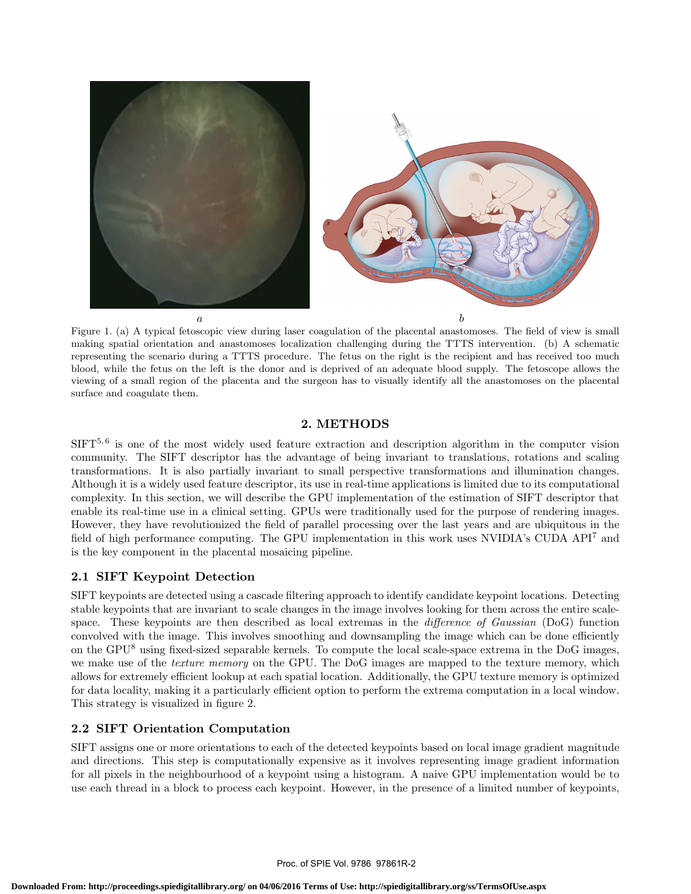*a* *b*

Figure 1. (a) A typical fetoscopic view during laser coagulation of the placental anastomoses. The field of view is small making spatial orientation and anastomoses localization challenging during the TTTS intervention. (b) A schematic representing the scenario during a TTTS procedure. The fetus on the right is the recipient and has received too much blood, while the fetus on the left is the donor and is deprived of an adequate blood supply. The fetoscope allows the viewing of a small region of the placenta and the surgeon has to visually identify all the anastomoses on the placental surface and coagulate them.

## 2. METHODS

SIFT[5,6] is one of the most widely used feature extraction and description algorithm in the computer vision community. The SIFT descriptor has the advantage of being invariant to translations, rotations and scaling transformations. It is also partially invariant to small perspective transformations and illumination changes. Although it is a widely used feature descriptor, its use in real-time applications is limited due to its computational complexity. In this section, we will describe the GPU implementation of the estimation of SIFT descriptor that enable its real-time use in a clinical setting. GPUs were traditionally used for the purpose of rendering images. However, they have revolutionized the field of parallel processing over the last years and are ubiquitous in the field of high performance computing. The GPU implementation in this work uses NVIDIA's CUDA API[7] and is the key component in the placental mosaicing pipeline.

### 2.1 SIFT Keypoint Detection

SIFT keypoints are detected using a cascade filtering approach to identify candidate keypoint locations. Detecting stable keypoints that are invariant to scale changes in the image involves looking for them across the entire scale-space. These keypoints are then described as local extremas in the *difference of Gaussian* (DoG) function convolved with the image. This involves smoothing and downsampling the image which can be done efficiently on the GPU[8] using fixed-sized separable kernels. To compute the local scale-space extrema in the DoG images, we make use of the *texture memory* on the GPU. The DoG images are mapped to the texture memory, which allows for extremely efficient lookup at each spatial location. Additionally, the GPU texture memory is optimized for data locality, making it a particularly efficient option to perform the extrema computation in a local window. This strategy is visualized in figure 2.

### 2.2 SIFT Orientation Computation

SIFT assigns one or more orientations to each of the detected keypoints based on local image gradient magnitude and directions. This step is computationally expensive as it involves representing image gradient information for all pixels in the neighbourhood of a keypoint using a histogram. A naive GPU implementation would be to use each thread in a block to process each keypoint. However, in the presence of a limited number of keypoints,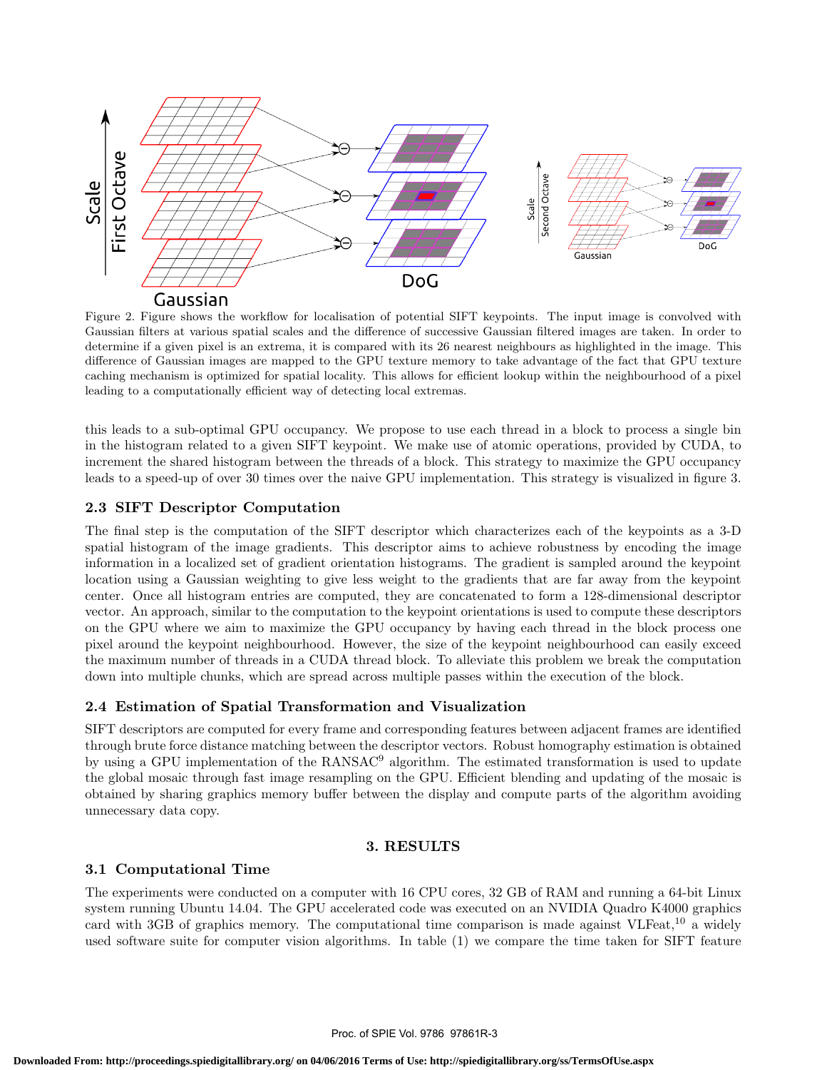Scale
First Octave
Gaussian
DoG

Scale
Second Octave
Gaussian
DoG

Figure 2. Figure shows the workflow for localisation of potential SIFT keypoints. The input image is convolved with Gaussian filters at various spatial scales and the difference of successive Gaussian filtered images are taken. In order to determine if a given pixel is an extrema, it is compared with its 26 nearest neighbours as highlighted in the image. This difference of Gaussian images are mapped to the GPU texture memory to take advantage of the fact that GPU texture caching mechanism is optimized for spatial locality. This allows for efficient lookup within the neighbourhood of a pixel leading to a computationally efficient way of detecting local extremas.

this leads to a sub-optimal GPU occupancy. We propose to use each thread in a block to process a single bin in the histogram related to a given SIFT keypoint. We make use of atomic operations, provided by CUDA, to increment the shared histogram between the threads of a block. This strategy to maximize the GPU occupancy leads to a speed-up of over 30 times over the naive GPU implementation. This strategy is visualized in figure 3.

### 2.3 SIFT Descriptor Computation

The final step is the computation of the SIFT descriptor which characterizes each of the keypoints as a 3-D spatial histogram of the image gradients. This descriptor aims to achieve robustness by encoding the image information in a localized set of gradient orientation histograms. The gradient is sampled around the keypoint location using a Gaussian weighting to give less weight to the gradients that are far away from the keypoint center. Once all histogram entries are computed, they are concatenated to form a 128-dimensional descriptor vector. An approach, similar to the computation to the keypoint orientations is used to compute these descriptors on the GPU where we aim to maximize the GPU occupancy by having each thread in the block process one pixel around the keypoint neighbourhood. However, the size of the keypoint neighbourhood can easily exceed the maximum number of threads in a CUDA thread block. To alleviate this problem we break the computation down into multiple chunks, which are spread across multiple passes within the execution of the block.

### 2.4 Estimation of Spatial Transformation and Visualization

SIFT descriptors are computed for every frame and corresponding features between adjacent frames are identified through brute force distance matching between the descriptor vectors. Robust homography estimation is obtained by using a GPU implementation of the RANSAC[9] algorithm. The estimated transformation is used to update the global mosaic through fast image resampling on the GPU. Efficient blending and updating of the mosaic is obtained by sharing graphics memory buffer between the display and compute parts of the algorithm avoiding unnecessary data copy.

## 3. RESULTS

### 3.1 Computational Time

The experiments were conducted on a computer with 16 CPU cores, 32 GB of RAM and running a 64-bit Linux system running Ubuntu 14.04. The GPU accelerated code was executed on an NVIDIA Quadro K4000 graphics card with 3GB of graphics memory. The computational time comparison is made against VLFeat,[10] a widely used software suite for computer vision algorithms. In table (1) we compare the time taken for SIFT feature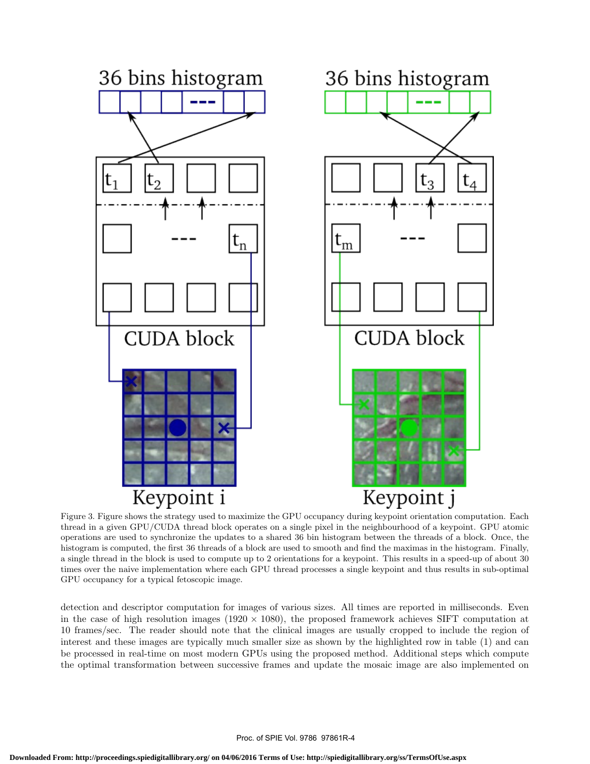Figure 3. Figure shows the strategy used to maximize the GPU occupancy during keypoint orientation computation. Each thread in a given GPU/CUDA thread block operates on a single pixel in the neighbourhood of a keypoint. GPU atomic operations are used to synchronize the updates to a shared 36 bin histogram between the threads of a block. Once, the histogram is computed, the first 36 threads of a block are used to smooth and find the maximas in the histogram. Finally, a single thread in the block is used to compute up to 2 orientations for a keypoint. This results in a speed-up of about 30 times over the naive implementation where each GPU thread processes a single keypoint and thus results in sub-optimal GPU occupancy for a typical fetoscopic image.

detection and descriptor computation for images of various sizes. All times are reported in milliseconds. Even in the case of high resolution images ($1920 \times 1080$), the proposed framework achieves SIFT computation at 10 frames/sec. The reader should note that the clinical images are usually cropped to include the region of interest and these images are typically much smaller size as shown by the highlighted row in table (1) and can be processed in real-time on most modern GPUs using the proposed method. Additional steps which compute the optimal transformation between successive frames and update the mosaic image are also implemented on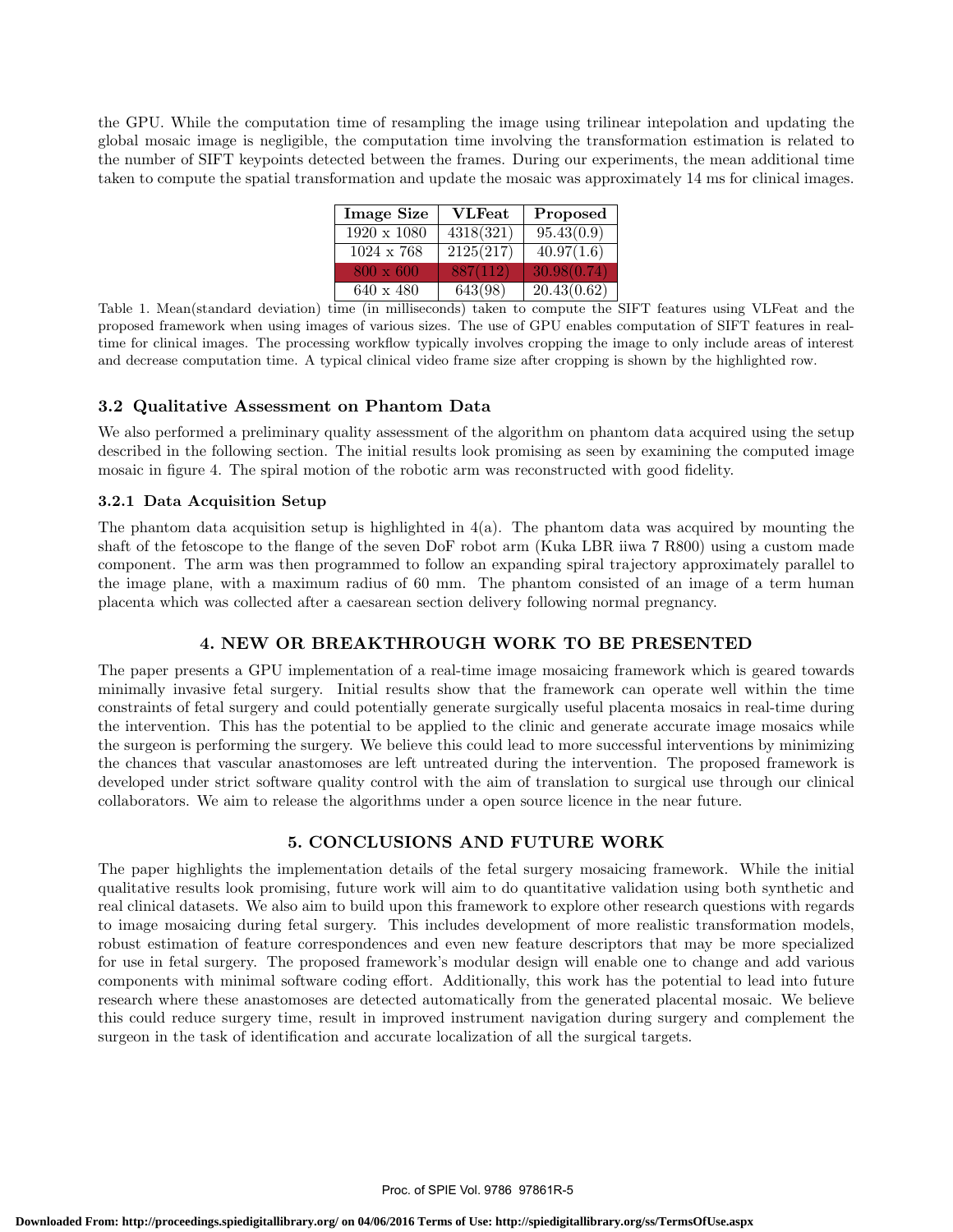the GPU. While the computation time of resampling the image using trilinear intepolation and updating the global mosaic image is negligible, the computation time involving the transformation estimation is related to the number of SIFT keypoints detected between the frames. During our experiments, the mean additional time taken to compute the spatial transformation and update the mosaic was approximately 14 ms for clinical images.

| Image Size | VLFeat | Proposed |
|---|---|---|
| 1920 x 1080 | 4318(321) | 95.43(0.9) |
| 1024 x 768 | 2125(217) | 40.97(1.6) |
| 800 x 600 | 887(112) | 30.98(0.74) |
| 640 x 480 | 643(98) | 20.43(0.62) |

Table 1. Mean(standard deviation) time (in milliseconds) taken to compute the SIFT features using VLFeat and the proposed framework when using images of various sizes. The use of GPU enables computation of SIFT features in real-time for clinical images. The processing workflow typically involves cropping the image to only include areas of interest and decrease computation time. A typical clinical video frame size after cropping is shown by the highlighted row.

### 3.2 Qualitative Assessment on Phantom Data

We also performed a preliminary quality assessment of the algorithm on phantom data acquired using the setup described in the following section. The initial results look promising as seen by examining the computed image mosaic in figure 4. The spiral motion of the robotic arm was reconstructed with good fidelity.

#### 3.2.1 Data Acquisition Setup

The phantom data acquisition setup is highlighted in 4(a). The phantom data was acquired by mounting the shaft of the fetoscope to the flange of the seven DoF robot arm (Kuka LBR iiwa 7 R800) using a custom made component. The arm was then programmed to follow an expanding spiral trajectory approximately parallel to the image plane, with a maximum radius of 60 mm. The phantom consisted of an image of a term human placenta which was collected after a caesarean section delivery following normal pregnancy.

## 4. NEW OR BREAKTHROUGH WORK TO BE PRESENTED

The paper presents a GPU implementation of a real-time image mosaicing framework which is geared towards minimally invasive fetal surgery. Initial results show that the framework can operate well within the time constraints of fetal surgery and could potentially generate surgically useful placenta mosaics in real-time during the intervention. This has the potential to be applied to the clinic and generate accurate image mosaics while the surgeon is performing the surgery. We believe this could lead to more successful interventions by minimizing the chances that vascular anastomoses are left untreated during the intervention. The proposed framework is developed under strict software quality control with the aim of translation to surgical use through our clinical collaborators. We aim to release the algorithms under a open source licence in the near future.

## 5. CONCLUSIONS AND FUTURE WORK

The paper highlights the implementation details of the fetal surgery mosaicing framework. While the initial qualitative results look promising, future work will aim to do quantitative validation using both synthetic and real clinical datasets. We also aim to build upon this framework to explore other research questions with regards to image mosaicing during fetal surgery. This includes development of more realistic transformation models, robust estimation of feature correspondences and even new feature descriptors that may be more specialized for use in fetal surgery. The proposed framework's modular design will enable one to change and add various components with minimal software coding effort. Additionally, this work has the potential to lead into future research where these anastomoses are detected automatically from the generated placental mosaic. We believe this could reduce surgery time, result in improved instrument navigation during surgery and complement the surgeon in the task of identification and accurate localization of all the surgical targets.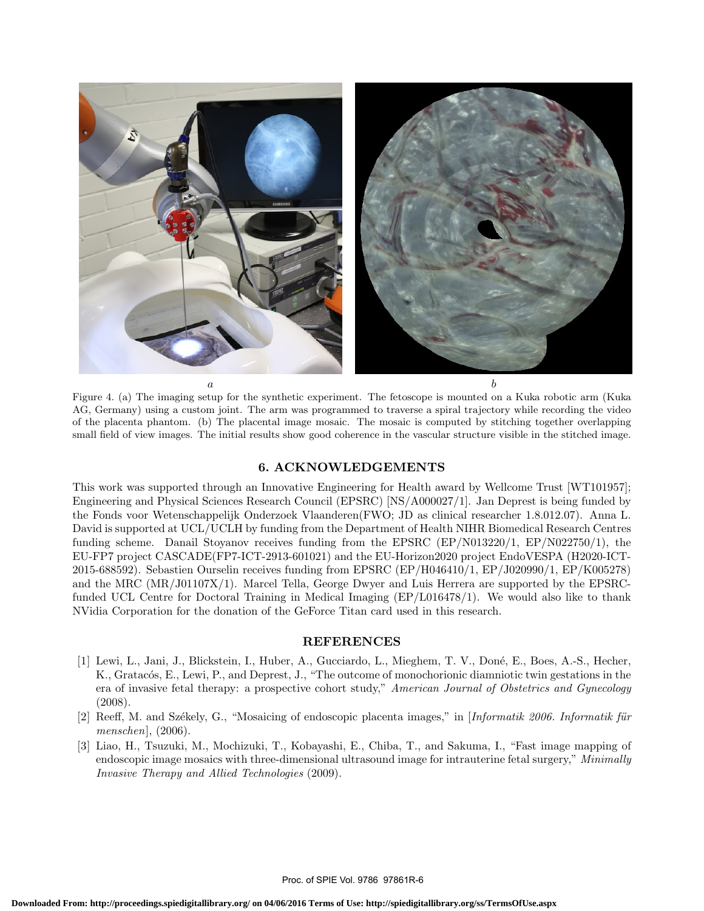Figure 4. (a) The imaging setup for the synthetic experiment. The fetoscope is mounted on a Kuka robotic arm (Kuka AG, Germany) using a custom joint. The arm was programmed to traverse a spiral trajectory while recording the video of the placenta phantom. (b) The placental image mosaic. The mosaic is computed by stitching together overlapping small field of view images. The initial results show good coherence in the vascular structure visible in the stitched image.

## 6. ACKNOWLEDGEMENTS

This work was supported through an Innovative Engineering for Health award by Wellcome Trust [WT101957]; Engineering and Physical Sciences Research Council (EPSRC) [NS/A000027/1]. Jan Deprest is being funded by the Fonds voor Wetenschappelijk Onderzoek Vlaanderen(FWO; JD as clinical researcher 1.8.012.07). Anna L. David is supported at UCL/UCLH by funding from the Department of Health NIHR Biomedical Research Centres funding scheme. Danail Stoyanov receives funding from the EPSRC (EP/N013220/1, EP/N022750/1), the EU-FP7 project CASCADE(FP7-ICT-2913-601021) and the EU-Horizon2020 project EndoVESPA (H2020-ICT-2015-688592). Sebastien Ourselin receives funding from EPSRC (EP/H046410/1, EP/J020990/1, EP/K005278) and the MRC (MR/J01107X/1). Marcel Tella, George Dwyer and Luis Herrera are supported by the EPSRC-funded UCL Centre for Doctoral Training in Medical Imaging (EP/L016478/1). We would also like to thank NVidia Corporation for the donation of the GeForce Titan card used in this research.

## REFERENCES

[1] Lewi, L., Jani, J., Blickstein, I., Huber, A., Gucciardo, L., Mieghem, T. V., Doné, E., Boes, A.-S., Hecher, K., Gratacós, E., Lewi, P., and Deprest, J., "The outcome of monochorionic diamniotic twin gestations in the era of invasive fetal therapy: a prospective cohort study," *American Journal of Obstetrics and Gynecology* (2008).

[2] Reeff, M. and Székely, G., "Mosaicing of endoscopic placenta images," in [*Informatik 2006. Informatik für menschen*], (2006).

[3] Liao, H., Tsuzuki, M., Mochizuki, T., Kobayashi, E., Chiba, T., and Sakuma, I., "Fast image mapping of endoscopic image mosaics with three-dimensional ultrasound image for intrauterine fetal surgery," *Minimally Invasive Therapy and Allied Technologies* (2009).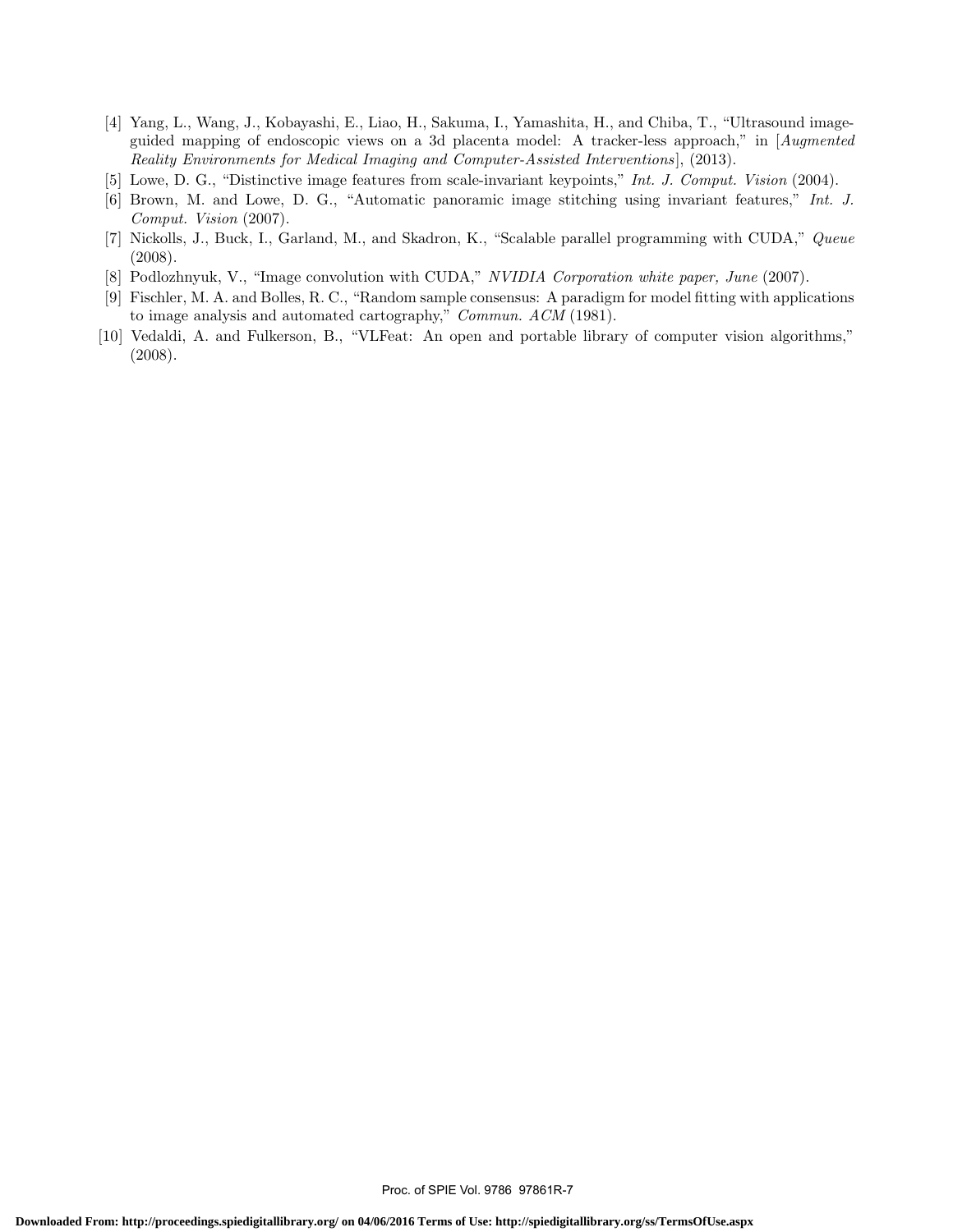[4] Yang, L., Wang, J., Kobayashi, E., Liao, H., Sakuma, I., Yamashita, H., and Chiba, T., "Ultrasound image-guided mapping of endoscopic views on a 3d placenta model: A tracker-less approach," in [*Augmented Reality Environments for Medical Imaging and Computer-Assisted Interventions*], (2013).

[5] Lowe, D. G., "Distinctive image features from scale-invariant keypoints," *Int. J. Comput. Vision* (2004).

[6] Brown, M. and Lowe, D. G., "Automatic panoramic image stitching using invariant features," *Int. J. Comput. Vision* (2007).

[7] Nickolls, J., Buck, I., Garland, M., and Skadron, K., "Scalable parallel programming with CUDA," *Queue* (2008).

[8] Podlozhnyuk, V., "Image convolution with CUDA," *NVIDIA Corporation white paper, June* (2007).

[9] Fischler, M. A. and Bolles, R. C., "Random sample consensus: A paradigm for model fitting with applications to image analysis and automated cartography," *Commun. ACM* (1981).

[10] Vedaldi, A. and Fulkerson, B., "VLFeat: An open and portable library of computer vision algorithms," (2008).